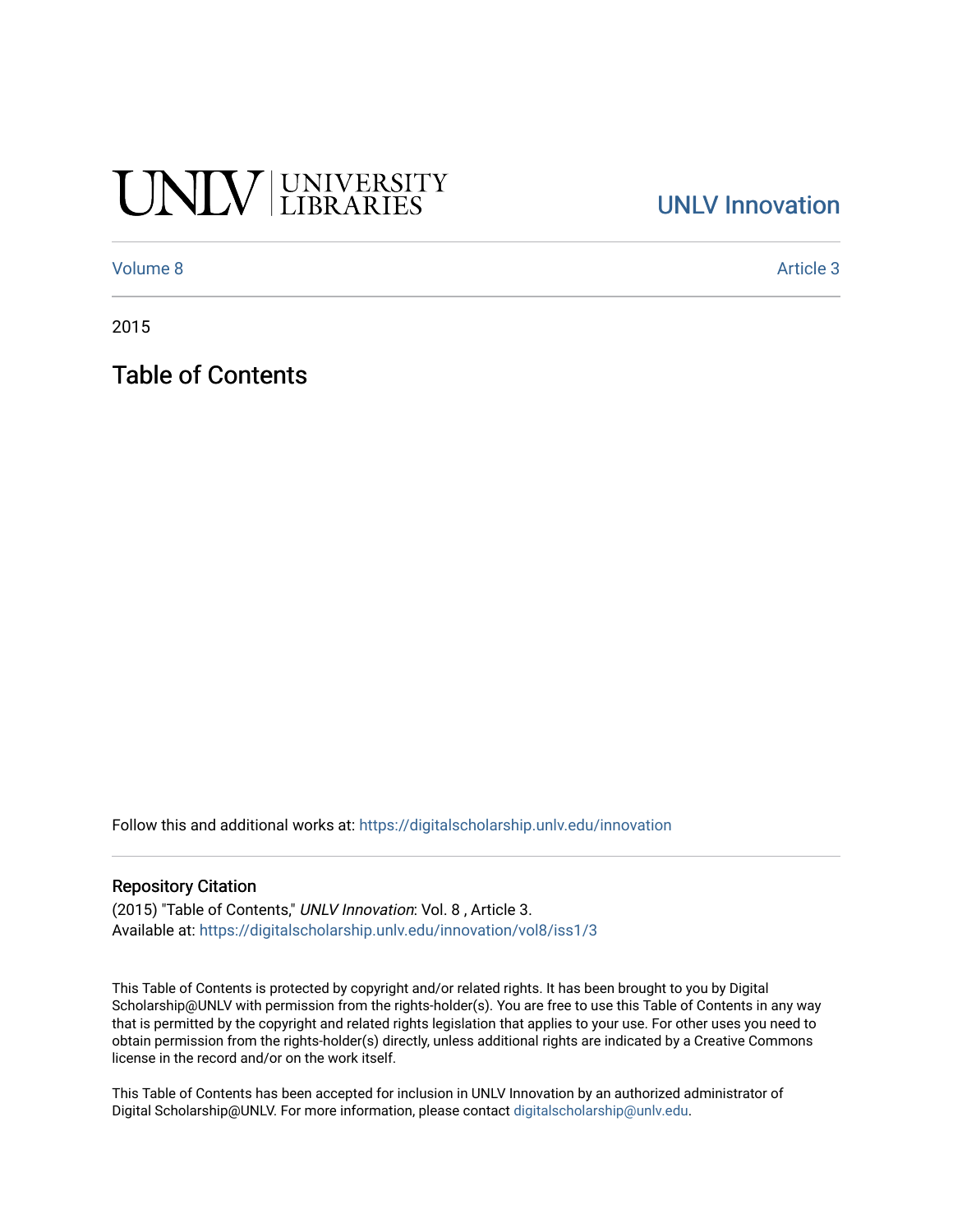UNLV | UNIVERSITY LIBRARIES

UNLV Innovation

Volume 8 | Article 3

2015

# Table of Contents

Follow this and additional works at: https://digitalscholarship.unlv.edu/innovation

## Repository Citation

(2015) "Table of Contents," *UNLV Innovation*: Vol. 8 , Article 3.
Available at: https://digitalscholarship.unlv.edu/innovation/vol8/iss1/3

This Table of Contents is protected by copyright and/or related rights. It has been brought to you by Digital Scholarship@UNLV with permission from the rights-holder(s). You are free to use this Table of Contents in any way that is permitted by the copyright and related rights legislation that applies to your use. For other uses you need to obtain permission from the rights-holder(s) directly, unless additional rights are indicated by a Creative Commons license in the record and/or on the work itself.

This Table of Contents has been accepted for inclusion in UNLV Innovation by an authorized administrator of Digital Scholarship@UNLV. For more information, please contact digitalscholarship@unlv.edu.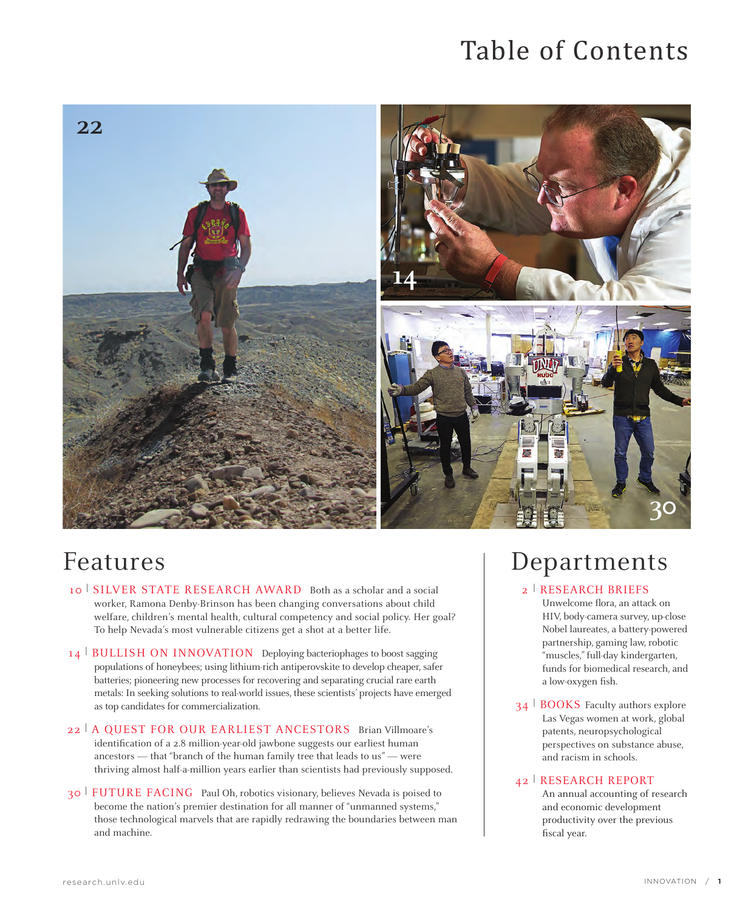# Table of Contents

22

14

30

## Features

10 | SILVER STATE RESEARCH AWARD Both as a scholar and a social worker, Ramona Denby-Brinson has been changing conversations about child welfare, children's mental health, cultural competency and social policy. Her goal? To help Nevada's most vulnerable citizens get a shot at a better life.

14 | BULLISH ON INNOVATION Deploying bacteriophages to boost sagging populations of honeybees; using lithium-rich antiperovskite to develop cheaper, safer batteries; pioneering new processes for recovering and separating crucial rare earth metals: In seeking solutions to real-world issues, these scientists' projects have emerged as top candidates for commercialization.

22 | A QUEST FOR OUR EARLIEST ANCESTORS Brian Villmoare's identification of a 2.8 million-year-old jawbone suggests our earliest human ancestors — that "branch of the human family tree that leads to us" — were thriving almost half-a-million years earlier than scientists had previously supposed.

30 | FUTURE FACING Paul Oh, robotics visionary, believes Nevada is poised to become the nation's premier destination for all manner of "unmanned systems," those technological marvels that are rapidly redrawing the boundaries between man and machine.

## Departments

2 | RESEARCH BRIEFS
Unwelcome flora, an attack on HIV, body-camera survey, up-close Nobel laureates, a battery-powered partnership, gaming law, robotic "muscles," full-day kindergarten, funds for biomedical research, and a low-oxygen fish.

34 | BOOKS Faculty authors explore Las Vegas women at work, global patents, neuropsychological perspectives on substance abuse, and racism in schools.

42 | RESEARCH REPORT
An annual accounting of research and economic development productivity over the previous fiscal year.